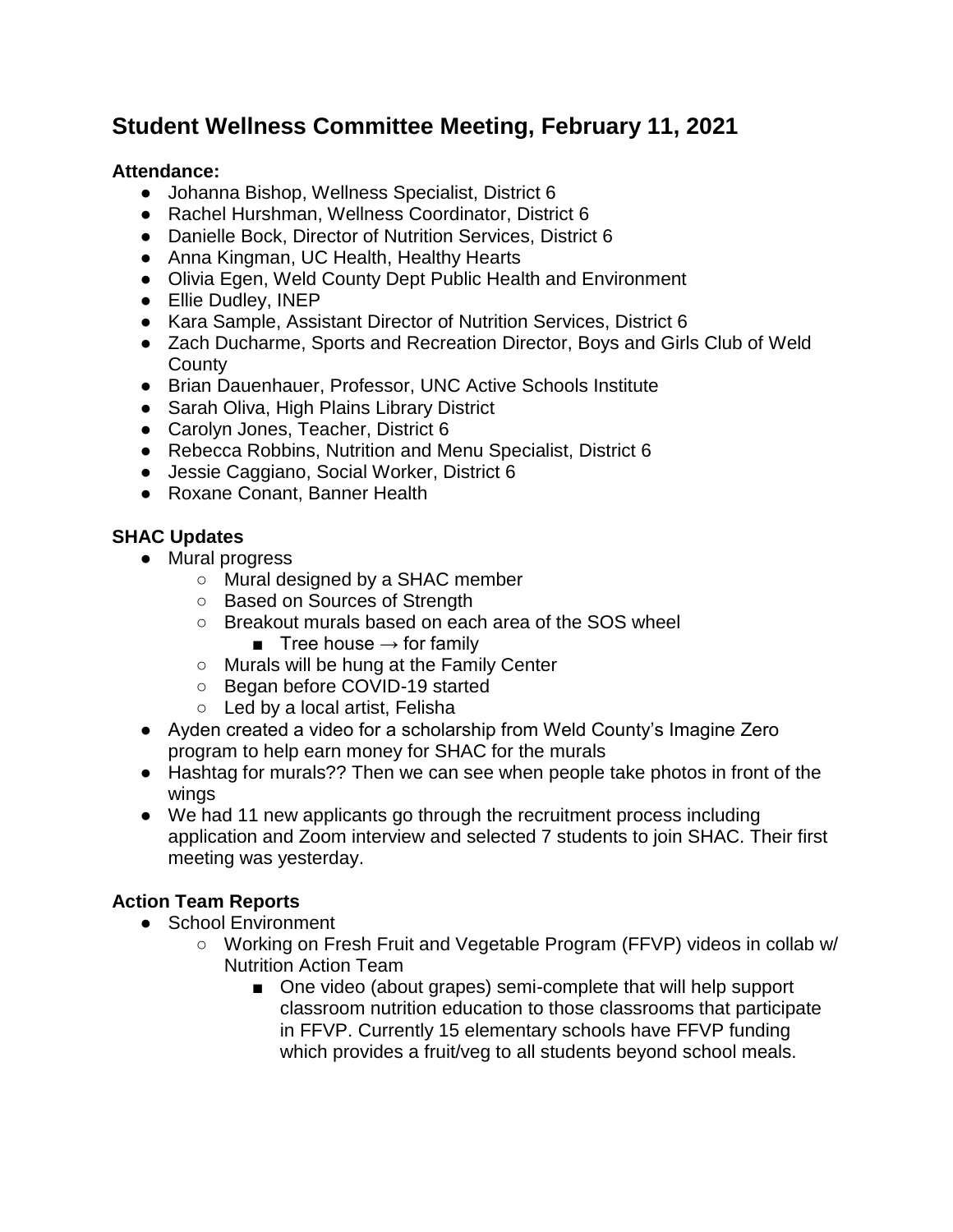# Student Wellness Committee Meeting, February 11, 2021

**Attendance:**

- Johanna Bishop, Wellness Specialist, District 6
- Rachel Hurshman, Wellness Coordinator, District 6
- Danielle Bock, Director of Nutrition Services, District 6
- Anna Kingman, UC Health, Healthy Hearts
- Olivia Egen, Weld County Dept Public Health and Environment
- Ellie Dudley, INEP
- Kara Sample, Assistant Director of Nutrition Services, District 6
- Zach Ducharme, Sports and Recreation Director, Boys and Girls Club of Weld County
- Brian Dauenhauer, Professor, UNC Active Schools Institute
- Sarah Oliva, High Plains Library District
- Carolyn Jones, Teacher, District 6
- Rebecca Robbins, Nutrition and Menu Specialist, District 6
- Jessie Caggiano, Social Worker, District 6
- Roxane Conant, Banner Health

## SHAC Updates

- Mural progress
  - Mural designed by a SHAC member
  - Based on Sources of Strength
  - Breakout murals based on each area of the SOS wheel
    - Tree house → for family
  - Murals will be hung at the Family Center
  - Began before COVID-19 started
  - Led by a local artist, Felisha
- Ayden created a video for a scholarship from Weld County's Imagine Zero program to help earn money for SHAC for the murals
- Hashtag for murals?? Then we can see when people take photos in front of the wings
- We had 11 new applicants go through the recruitment process including application and Zoom interview and selected 7 students to join SHAC. Their first meeting was yesterday.

## Action Team Reports

- School Environment
  - Working on Fresh Fruit and Vegetable Program (FFVP) videos in collab w/ Nutrition Action Team
    - One video (about grapes) semi-complete that will help support classroom nutrition education to those classrooms that participate in FFVP. Currently 15 elementary schools have FFVP funding which provides a fruit/veg to all students beyond school meals.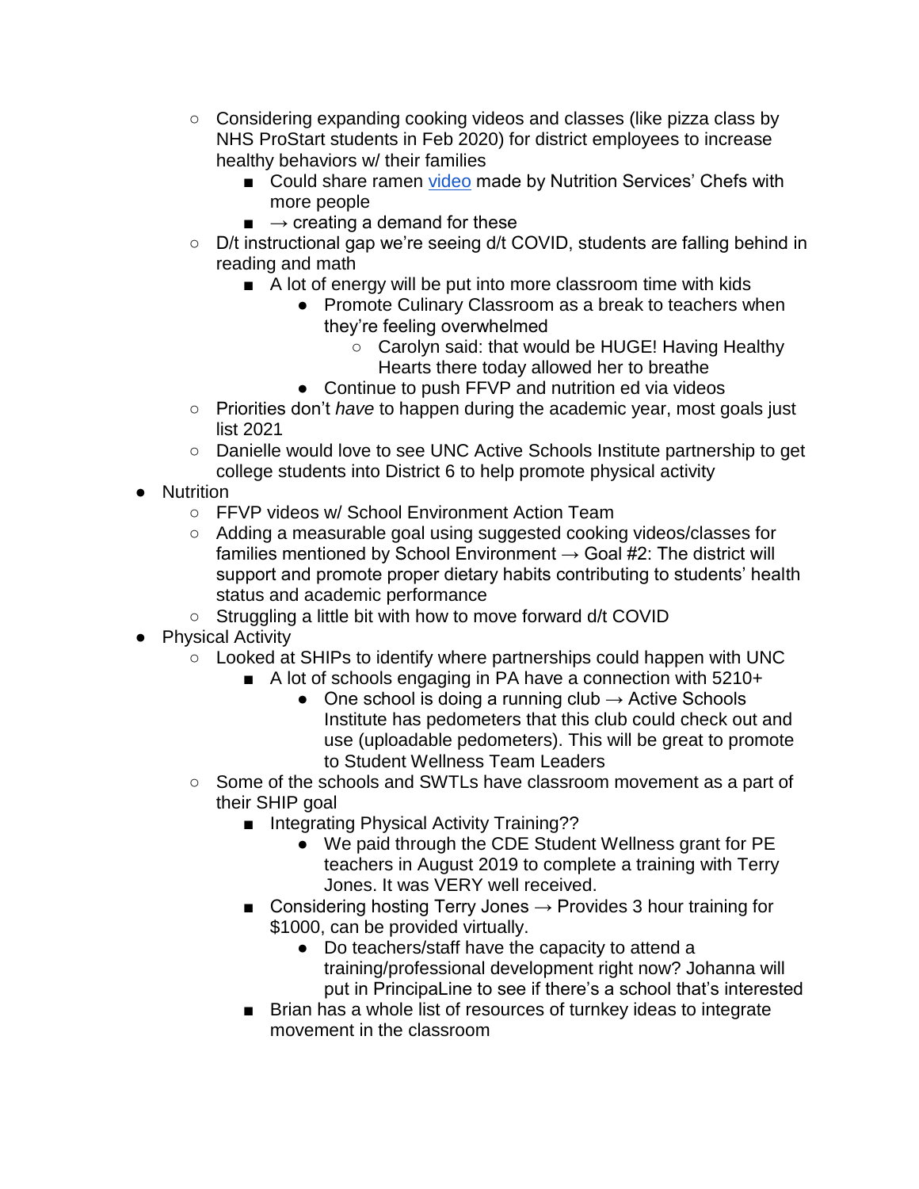- Considering expanding cooking videos and classes (like pizza class by NHS ProStart students in Feb 2020) for district employees to increase healthy behaviors w/ their families
  - Could share ramen video made by Nutrition Services' Chefs with more people
  - → creating a demand for these
- D/t instructional gap we're seeing d/t COVID, students are falling behind in reading and math
  - A lot of energy will be put into more classroom time with kids
    - Promote Culinary Classroom as a break to teachers when they're feeling overwhelmed
      - Carolyn said: that would be HUGE! Having Healthy Hearts there today allowed her to breathe
    - Continue to push FFVP and nutrition ed via videos
- Priorities don't *have* to happen during the academic year, most goals just list 2021
- Danielle would love to see UNC Active Schools Institute partnership to get college students into District 6 to help promote physical activity

- Nutrition
  - FFVP videos w/ School Environment Action Team
  - Adding a measurable goal using suggested cooking videos/classes for families mentioned by School Environment → Goal #2: The district will support and promote proper dietary habits contributing to students' health status and academic performance
  - Struggling a little bit with how to move forward d/t COVID
- Physical Activity
  - Looked at SHIPs to identify where partnerships could happen with UNC
    - A lot of schools engaging in PA have a connection with 5210+
      - One school is doing a running club → Active Schools Institute has pedometers that this club could check out and use (uploadable pedometers). This will be great to promote to Student Wellness Team Leaders
  - Some of the schools and SWTLs have classroom movement as a part of their SHIP goal
    - Integrating Physical Activity Training??
      - We paid through the CDE Student Wellness grant for PE teachers in August 2019 to complete a training with Terry Jones. It was VERY well received.
    - Considering hosting Terry Jones → Provides 3 hour training for $1000, can be provided virtually.
      - Do teachers/staff have the capacity to attend a training/professional development right now? Johanna will put in PrincipaLine to see if there's a school that's interested
    - Brian has a whole list of resources of turnkey ideas to integrate movement in the classroom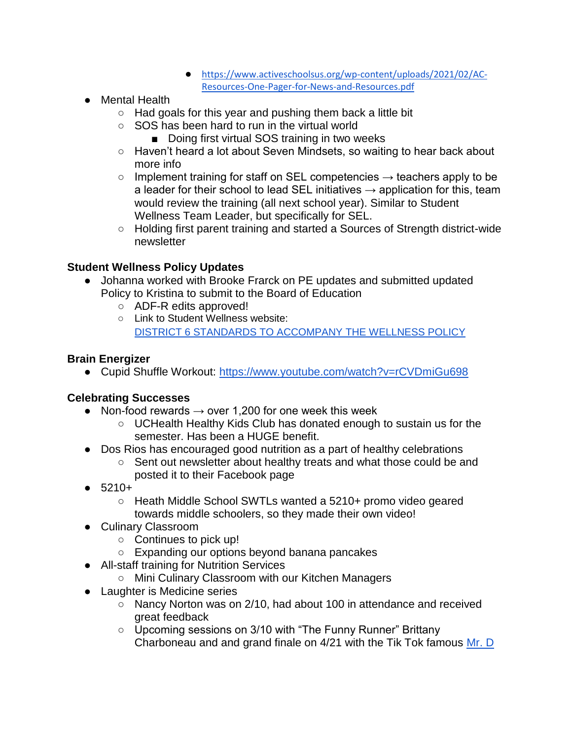- https://www.activeschoolsus.org/wp-content/uploads/2021/02/AC-Resources-One-Pager-for-News-and-Resources.pdf
- Mental Health
    - Had goals for this year and pushing them back a little bit
    - SOS has been hard to run in the virtual world
        - Doing first virtual SOS training in two weeks
    - Haven't heard a lot about Seven Mindsets, so waiting to hear back about more info
    - Implement training for staff on SEL competencies → teachers apply to be a leader for their school to lead SEL initiatives → application for this, team would review the training (all next school year). Similar to Student Wellness Team Leader, but specifically for SEL.
    - Holding first parent training and started a Sources of Strength district-wide newsletter

**Student Wellness Policy Updates**

- Johanna worked with Brooke Frarck on PE updates and submitted updated Policy to Kristina to submit to the Board of Education
    - ADF-R edits approved!
    - Link to Student Wellness website: [DISTRICT 6 STANDARDS TO ACCOMPANY THE WELLNESS POLICY]

**Brain Energizer**

- Cupid Shuffle Workout: https://www.youtube.com/watch?v=rCVDmiGu698

**Celebrating Successes**

- Non-food rewards → over 1,200 for one week this week
    - UCHealth Healthy Kids Club has donated enough to sustain us for the semester. Has been a HUGE benefit.
- Dos Rios has encouraged good nutrition as a part of healthy celebrations
    - Sent out newsletter about healthy treats and what those could be and posted it to their Facebook page
- 5210+
    - Heath Middle School SWTLs wanted a 5210+ promo video geared towards middle schoolers, so they made their own video!
- Culinary Classroom
    - Continues to pick up!
    - Expanding our options beyond banana pancakes
- All-staff training for Nutrition Services
    - Mini Culinary Classroom with our Kitchen Managers
- Laughter is Medicine series
    - Nancy Norton was on 2/10, had about 100 in attendance and received great feedback
    - Upcoming sessions on 3/10 with "The Funny Runner" Brittany Charboneau and and grand finale on 4/21 with the Tik Tok famous Mr. D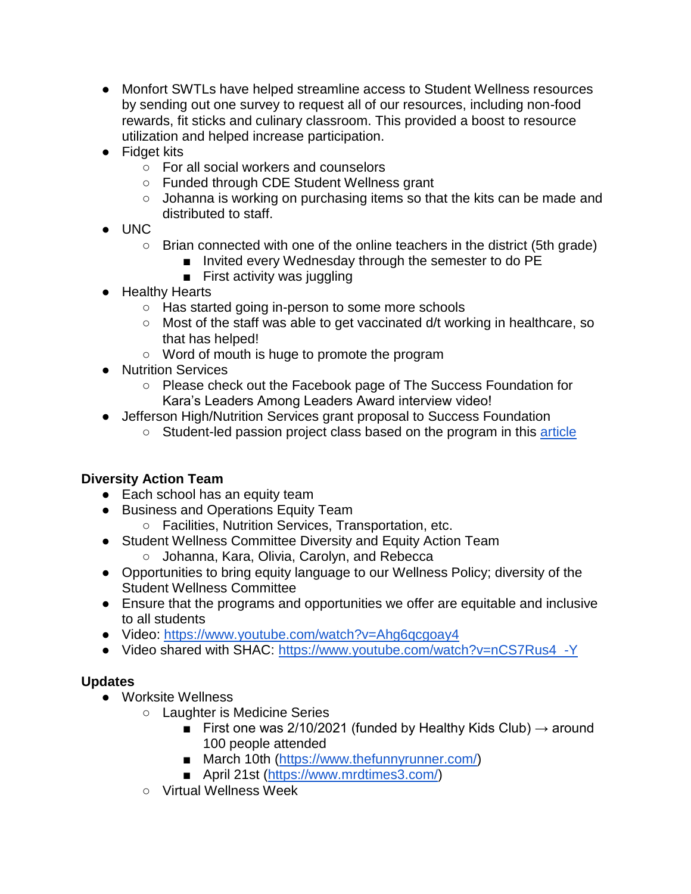- Monfort SWTLs have helped streamline access to Student Wellness resources by sending out one survey to request all of our resources, including non-food rewards, fit sticks and culinary classroom. This provided a boost to resource utilization and helped increase participation.
- Fidget kits
    - For all social workers and counselors
    - Funded through CDE Student Wellness grant
    - Johanna is working on purchasing items so that the kits can be made and distributed to staff.
- UNC
    - Brian connected with one of the online teachers in the district (5th grade)
        - Invited every Wednesday through the semester to do PE
        - First activity was juggling
- Healthy Hearts
    - Has started going in-person to some more schools
    - Most of the staff was able to get vaccinated d/t working in healthcare, so that has helped!
    - Word of mouth is huge to promote the program
- Nutrition Services
    - Please check out the Facebook page of The Success Foundation for Kara's Leaders Among Leaders Award interview video!
- Jefferson High/Nutrition Services grant proposal to Success Foundation
    - Student-led passion project class based on the program in this article

**Diversity Action Team**

- Each school has an equity team
- Business and Operations Equity Team
    - Facilities, Nutrition Services, Transportation, etc.
- Student Wellness Committee Diversity and Equity Action Team
    - Johanna, Kara, Olivia, Carolyn, and Rebecca
- Opportunities to bring equity language to our Wellness Policy; diversity of the Student Wellness Committee
- Ensure that the programs and opportunities we offer are equitable and inclusive to all students
- Video: https://www.youtube.com/watch?v=Ahg6qcgoay4
- Video shared with SHAC: https://www.youtube.com/watch?v=nCS7Rus4_-Y

**Updates**

- Worksite Wellness
    - Laughter is Medicine Series
        - First one was 2/10/2021 (funded by Healthy Kids Club) → around 100 people attended
        - March 10th (https://www.thefunnyrunner.com/)
        - April 21st (https://www.mrdtimes3.com/)
    - Virtual Wellness Week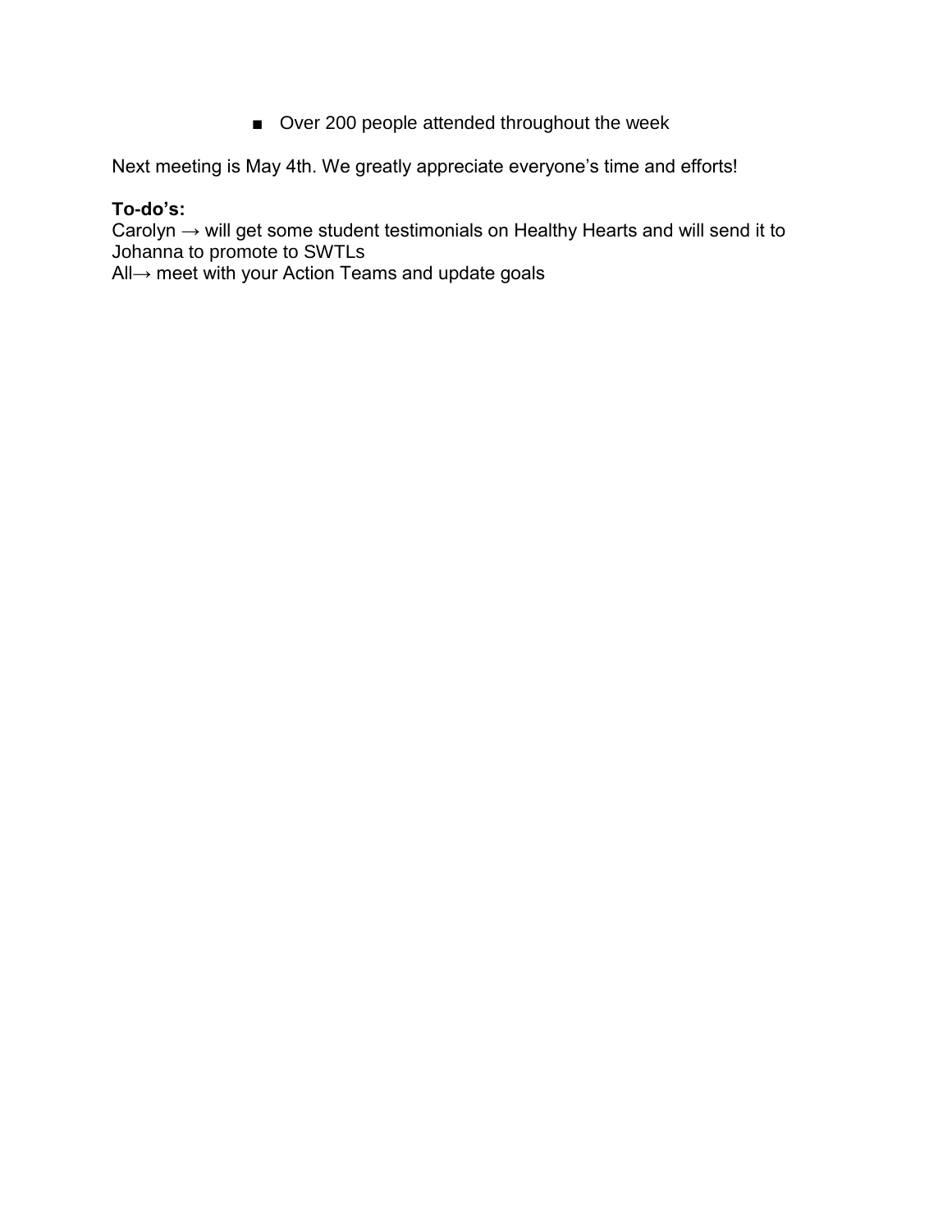- Over 200 people attended throughout the week

Next meeting is May 4th. We greatly appreciate everyone's time and efforts!

**To-do's:**

Carolyn → will get some student testimonials on Healthy Hearts and will send it to Johanna to promote to SWTLs

All→ meet with your Action Teams and update goals